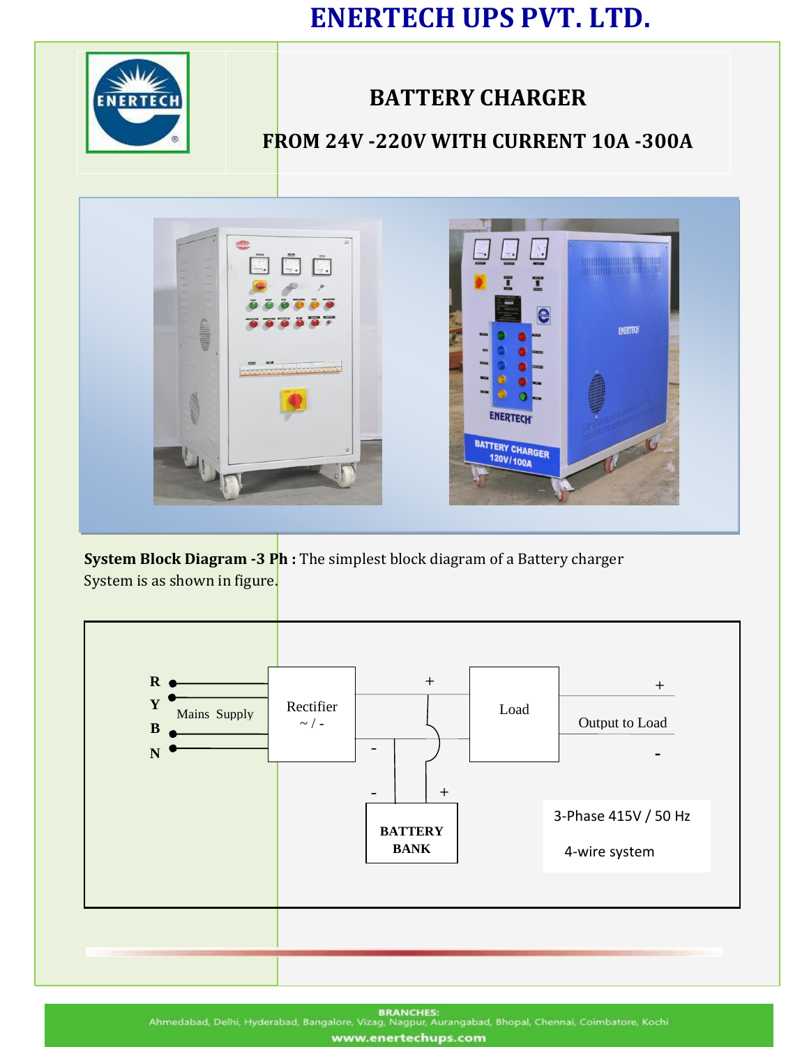# ENERTECH UPS PVT. LTD.

## BATTERY CHARGER

### FROM 24V -220V WITH CURRENT 10A -300A

**System Block Diagram -3 Ph :** The simplest block diagram of a Battery charger System is as shown in figure.

R
Y
B
N

Mains Supply

Rectifier
~ / -

+
-

Load

+
Output to Load
-

- +

BATTERY BANK

3-Phase 415V / 50 Hz

4-wire system

BRANCHES:
Ahmedabad, Delhi, Hyderabad, Bangalore, Vizag, Nagpur, Aurangabad, Bhopal, Chennai, Coimbatore, Kochi

www.enertechups.com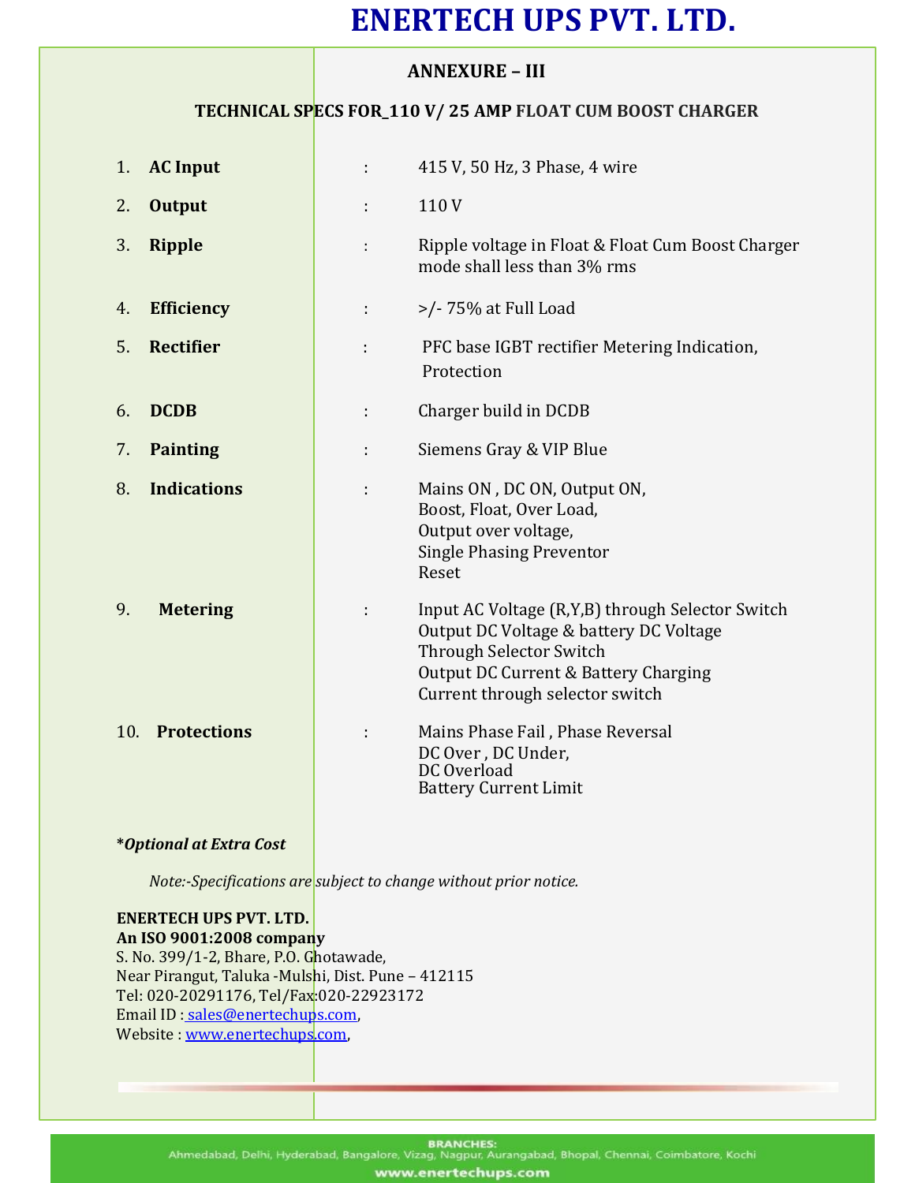# ENERTECH UPS PVT. LTD.

## ANNEXURE – III

### TECHNICAL SPECS FOR_110 V/ 25 AMP FLOAT CUM BOOST CHARGER

| | | |
|---|---|---|
| 1. **AC Input** | : | 415 V, 50 Hz, 3 Phase, 4 wire |
| 2. **Output** | : | 110 V |
| 3. **Ripple** | : | Ripple voltage in Float & Float Cum Boost Charger mode shall less than 3% rms |
| 4. **Efficiency** | : | >/- 75% at Full Load |
| 5. **Rectifier** | : | PFC base IGBT rectifier Metering Indication, Protection |
| 6. **DCDB** | : | Charger build in DCDB |
| 7. **Painting** | : | Siemens Gray & VIP Blue |
| 8. **Indications** | : | Mains ON , DC ON, Output ON, Boost, Float, Over Load, Output over voltage, Single Phasing Preventor Reset |
| 9. **Metering** | : | Input AC Voltage (R,Y,B) through Selector Switch Output DC Voltage & battery DC Voltage Through Selector Switch Output DC Current & Battery Charging Current through selector switch |
| 10. **Protections** | : | Mains Phase Fail , Phase Reversal DC Over , DC Under, DC Overload Battery Current Limit |

***Optional at Extra Cost***

*Note:-Specifications are subject to change without prior notice.*

**ENERTECH UPS PVT. LTD.**
**An ISO 9001:2008 company**
S. No. 399/1-2, Bhare, P.O. Ghotawade,
Near Pirangut, Taluka -Mulshi, Dist. Pune – 412115
Tel: 020-20291176, Tel/Fax:020-22923172
Email ID : sales@enertechups.com,
Website : www.enertechups.com,

BRANCHES:
Ahmedabad, Delhi, Hyderabad, Bangalore, Vizag, Nagpur, Aurangabad, Bhopal, Chennai, Coimbatore, Kochi
www.enertechups.com